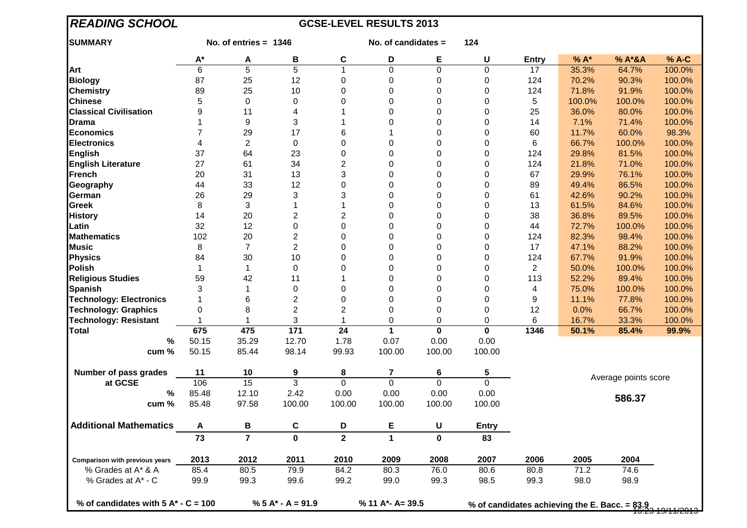# READING SCHOOL

## GCSE-LEVEL RESULTS 2013

**SUMMARY** — No. of entries = 1346 — No. of candidates = 124

| | A* | A | B | C | D | E | U | Entry | % A* | % A*&A | % A-C |
|---|---|---|---|---|---|---|---|---|---|---|---|
| Art | 6 | 5 | 5 | 1 | 0 | 0 | 0 | 17 | 35.3% | 64.7% | 100.0% |
| Biology | 87 | 25 | 12 | 0 | 0 | 0 | 0 | 124 | 70.2% | 90.3% | 100.0% |
| Chemistry | 89 | 25 | 10 | 0 | 0 | 0 | 0 | 124 | 71.8% | 91.9% | 100.0% |
| Chinese | 5 | 0 | 0 | 0 | 0 | 0 | 0 | 5 | 100.0% | 100.0% | 100.0% |
| Classical Civilisation | 9 | 11 | 4 | 1 | 0 | 0 | 0 | 25 | 36.0% | 80.0% | 100.0% |
| Drama | 1 | 9 | 3 | 1 | 0 | 0 | 0 | 14 | 7.1% | 71.4% | 100.0% |
| Economics | 7 | 29 | 17 | 6 | 1 | 0 | 0 | 60 | 11.7% | 60.0% | 98.3% |
| Electronics | 4 | 2 | 0 | 0 | 0 | 0 | 0 | 6 | 66.7% | 100.0% | 100.0% |
| English | 37 | 64 | 23 | 0 | 0 | 0 | 0 | 124 | 29.8% | 81.5% | 100.0% |
| English Literature | 27 | 61 | 34 | 2 | 0 | 0 | 0 | 124 | 21.8% | 71.0% | 100.0% |
| French | 20 | 31 | 13 | 3 | 0 | 0 | 0 | 67 | 29.9% | 76.1% | 100.0% |
| Geography | 44 | 33 | 12 | 0 | 0 | 0 | 0 | 89 | 49.4% | 86.5% | 100.0% |
| German | 26 | 29 | 3 | 3 | 0 | 0 | 0 | 61 | 42.6% | 90.2% | 100.0% |
| Greek | 8 | 3 | 1 | 1 | 0 | 0 | 0 | 13 | 61.5% | 84.6% | 100.0% |
| History | 14 | 20 | 2 | 2 | 0 | 0 | 0 | 38 | 36.8% | 89.5% | 100.0% |
| Latin | 32 | 12 | 0 | 0 | 0 | 0 | 0 | 44 | 72.7% | 100.0% | 100.0% |
| Mathematics | 102 | 20 | 2 | 0 | 0 | 0 | 0 | 124 | 82.3% | 98.4% | 100.0% |
| Music | 8 | 7 | 2 | 0 | 0 | 0 | 0 | 17 | 47.1% | 88.2% | 100.0% |
| Physics | 84 | 30 | 10 | 0 | 0 | 0 | 0 | 124 | 67.7% | 91.9% | 100.0% |
| Polish | 1 | 1 | 0 | 0 | 0 | 0 | 0 | 2 | 50.0% | 100.0% | 100.0% |
| Religious Studies | 59 | 42 | 11 | 1 | 0 | 0 | 0 | 113 | 52.2% | 89.4% | 100.0% |
| Spanish | 3 | 1 | 0 | 0 | 0 | 0 | 0 | 4 | 75.0% | 100.0% | 100.0% |
| Technology: Electronics | 1 | 6 | 2 | 0 | 0 | 0 | 0 | 9 | 11.1% | 77.8% | 100.0% |
| Technology: Graphics | 0 | 8 | 2 | 2 | 0 | 0 | 0 | 12 | 0.0% | 66.7% | 100.0% |
| Technology: Resistant | 1 | 1 | 3 | 1 | 0 | 0 | 0 | 6 | 16.7% | 33.3% | 100.0% |
| **Total** | **675** | **475** | **171** | **24** | **1** | **0** | **0** | **1346** | **50.1%** | **85.4%** | **99.9%** |
| **%** | 50.15 | 35.29 | 12.70 | 1.78 | 0.07 | 0.00 | 0.00 | | | | |
| **cum %** | 50.15 | 85.44 | 98.14 | 99.93 | 100.00 | 100.00 | 100.00 | | | | |

| Number of pass grades at GCSE | 11 | 10 | 9 | 8 | 7 | 6 | 5 |
|---|---|---|---|---|---|---|---|
| | 106 | 15 | 3 | 0 | 0 | 0 | 0 |
| **%** | 85.48 | 12.10 | 2.42 | 0.00 | 0.00 | 0.00 | 0.00 |
| **cum %** | 85.48 | 97.58 | 100.00 | 100.00 | 100.00 | 100.00 | 100.00 |

Average points score

**586.37**

| Additional Mathematics | A | B | C | D | E | U | Entry |
|---|---|---|---|---|---|---|---|
| | **73** | **7** | **0** | **2** | **1** | **0** | **83** |

| Comparison with previous years | 2013 | 2012 | 2011 | 2010 | 2009 | 2008 | 2007 | 2006 | 2005 | 2004 |
|---|---|---|---|---|---|---|---|---|---|---|
| % Grades at A* & A | 85.4 | 80.5 | 79.9 | 84.2 | 80.3 | 76.0 | 80.6 | 80.8 | 71.2 | 74.6 |
| % Grades at A* - C | 99.9 | 99.3 | 99.6 | 99.2 | 99.0 | 99.3 | 98.5 | 99.3 | 98.0 | 98.9 |

**% of candidates with 5 A* - C = 100** — **% 5 A* - A = 91.9** — **% 11 A*- A= 39.5** — **% of candidates achieving the E. Bacc. = 83.9**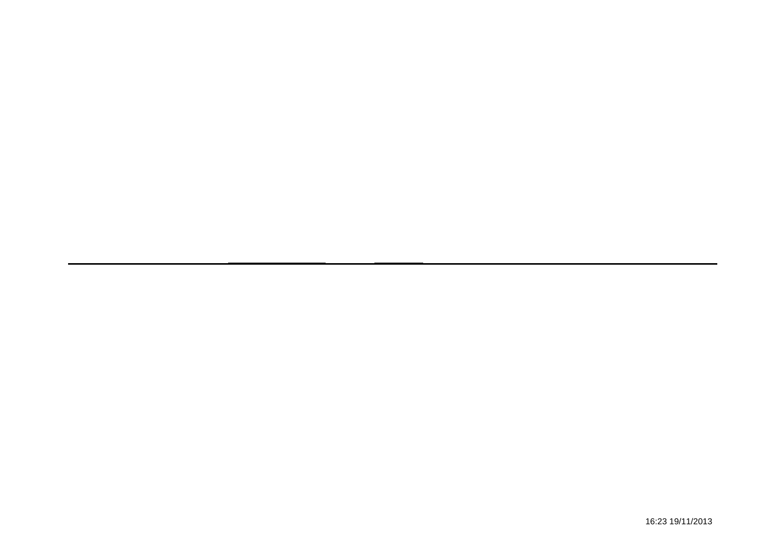16:23 19/11/2013